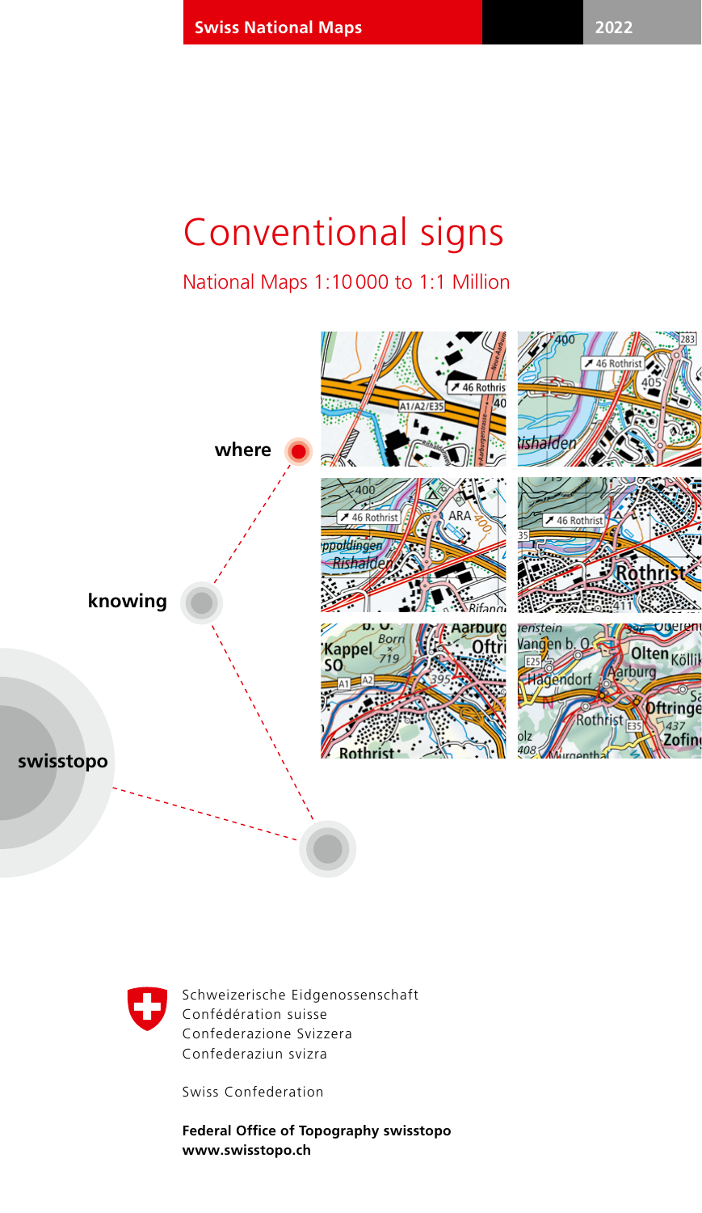Swiss National Maps 2022

# Conventional signs

## National Maps 1:10 000 to 1:1 Million

where

knowing

swisstopo

Schweizerische Eidgenossenschaft
Confédération suisse
Confederazione Svizzera
Confederaziun svizra

Swiss Confederation

**Federal Office of Topography swisstopo**
**www.swisstopo.ch**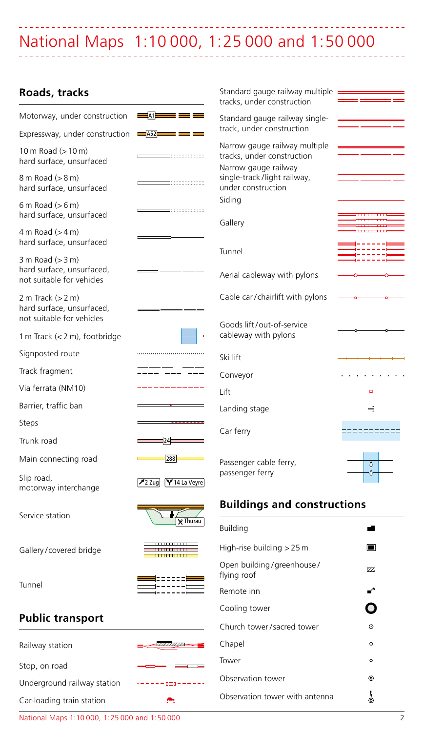# National Maps 1:10 000, 1:25 000 and 1:50 000

## Roads, tracks

- Motorway, under construction — A1
- Expressway, under construction — A52
- 10 m Road (> 10 m) hard surface, unsurfaced
- 8 m Road (> 8 m) hard surface, unsurfaced
- 6 m Road (> 6 m) hard surface, unsurfaced
- 4 m Road (> 4 m) hard surface, unsurfaced
- 3 m Road (> 3 m) hard surface, unsurfaced, not suitable for vehicles
- 2 m Track (> 2 m) hard surface, unsurfaced, not suitable for vehicles
- 1 m Track (< 2 m), footbridge
- Signposted route
- Track fragment
- Via ferrata (NM10)
- Barrier, traffic ban
- Steps
- Trunk road — 24
- Main connecting road — 288
- Slip road, motorway interchange — 2 Zug, 14 La Veyre
- Service station — Thurau
- Gallery / covered bridge
- Tunnel

## Public transport

- Railway station
- Stop, on road
- Underground railway station
- Car-loading train station
- Standard gauge railway multiple tracks, under construction
- Standard gauge railway single-track, under construction
- Narrow gauge railway multiple tracks, under construction
- Narrow gauge railway single-track / light railway, under construction
- Siding
- Gallery
- Tunnel
- Aerial cableway with pylons
- Cable car / chairlift with pylons
- Goods lift / out-of-service cableway with pylons
- Ski lift
- Conveyor
- Lift
- Landing stage
- Car ferry
- Passenger cable ferry, passenger ferry

## Buildings and constructions

- Building
- High-rise building > 25 m
- Open building / greenhouse / flying roof
- Remote inn
- Cooling tower
- Church tower / sacred tower
- Chapel
- Tower
- Observation tower
- Observation tower with antenna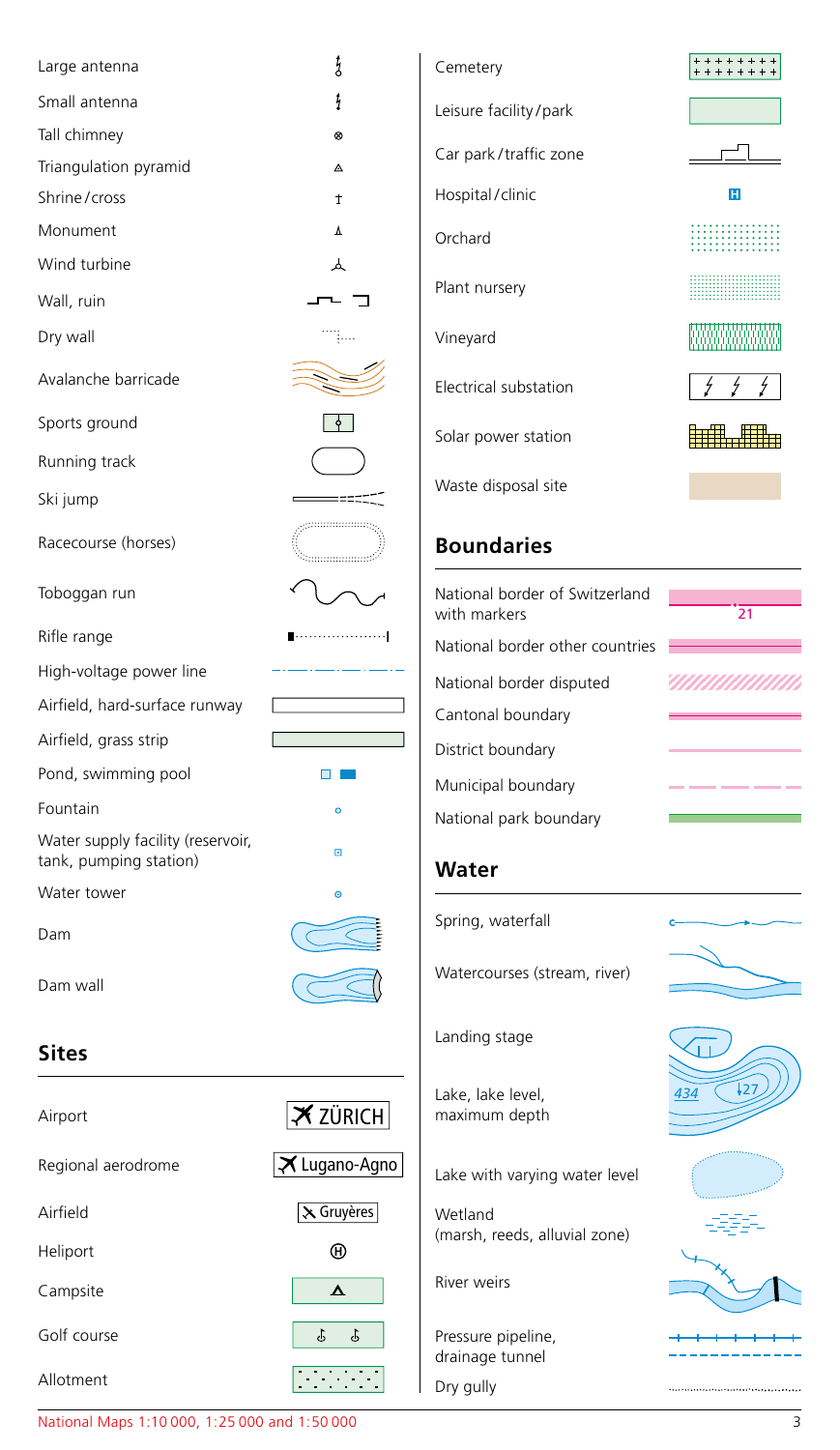Large antenna

Small antenna

Tall chimney

Triangulation pyramid

Shrine / cross

Monument

Wind turbine

Wall, ruin

Dry wall

Avalanche barricade

Sports ground

Running track

Ski jump

Racecourse (horses)

Toboggan run

Rifle range

High-voltage power line

Airfield, hard-surface runway

Airfield, grass strip

Pond, swimming pool

Fountain

Water supply facility (reservoir, tank, pumping station)

Water tower

Dam

Dam wall

## Sites

| | |
|---|---|
| Airport | ZÜRICH |
| Regional aerodrome | Lugano-Agno |
| Airfield | Gruyères |
| Heliport | |
| Campsite | |
| Golf course | |
| Allotment | |

Cemetery

Leisure facility / park

Car park / traffic zone

Hospital / clinic

Orchard

Plant nursery

Vineyard

Electrical substation

Solar power station

Waste disposal site

## Boundaries

National border of Switzerland with markers — 21

National border other countries

National border disputed

Cantonal boundary

District boundary

Municipal boundary

National park boundary

## Water

Spring, waterfall

Watercourses (stream, river)

Landing stage

Lake, lake level, maximum depth — 434, 27

Lake with varying water level

Wetland (marsh, reeds, alluvial zone)

River weirs

Pressure pipeline, drainage tunnel

Dry gully

National Maps 1:10 000, 1:25 000 and 1:50 000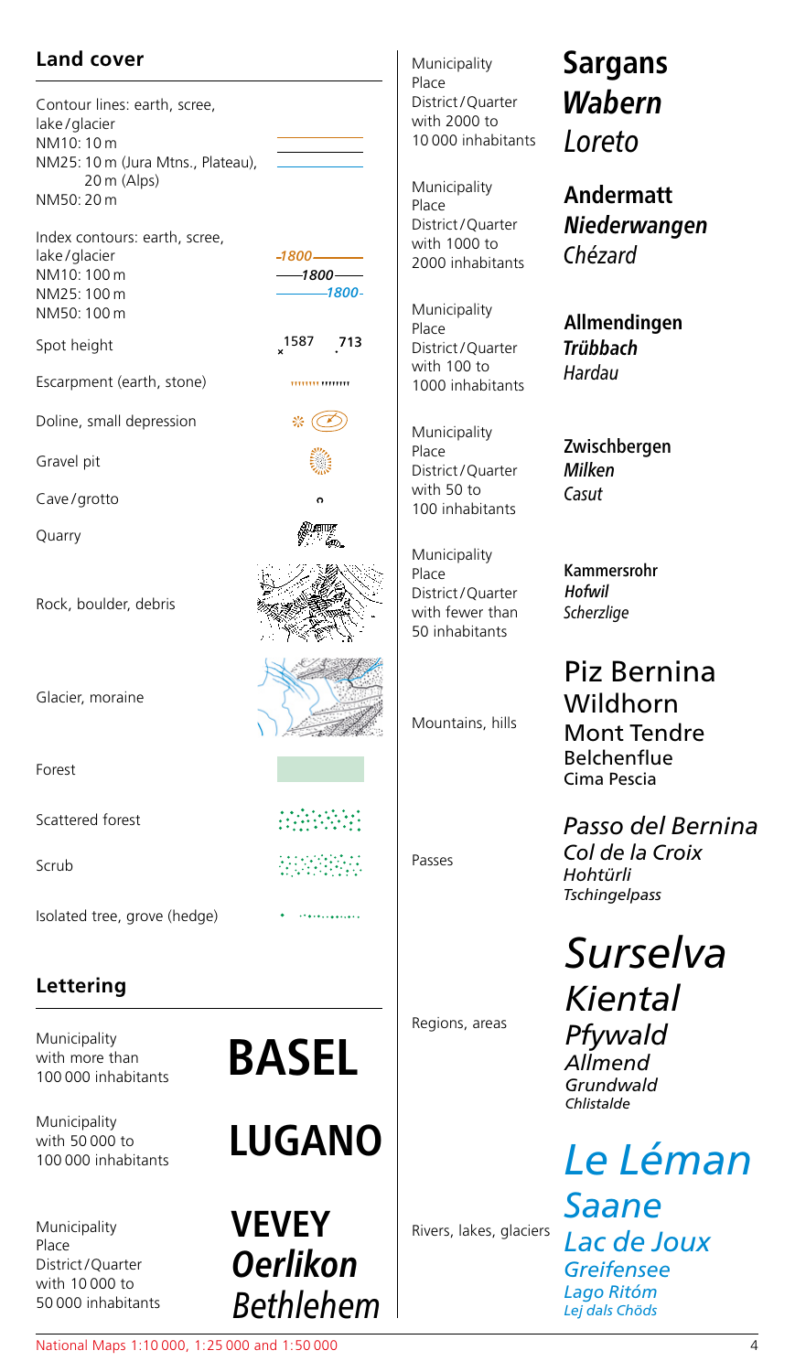## Land cover

| | |
|---|---|
| Contour lines: earth, scree, lake/glacier<br>NM10: 10 m<br>NM25: 10 m (Jura Mtns., Plateau), 20 m (Alps)<br>NM50: 20 m | |
| Index contours: earth, scree, lake/glacier<br>NM10: 100 m<br>NM25: 100 m<br>NM50: 100 m | 1800 / 1800 / 1800 |
| Spot height | 1587 713 |
| Escarpment (earth, stone) | |
| Doline, small depression | |
| Gravel pit | |
| Cave/grotto | |
| Quarry | |
| Rock, boulder, debris | |
| Glacier, moraine | |
| Forest | |
| Scattered forest | |
| Scrub | |
| Isolated tree, grove (hedge) | |

## Lettering

| | |
|---|---|
| Municipality with more than 100 000 inhabitants | **BASEL** |
| Municipality with 50 000 to 100 000 inhabitants | **LUGANO** |
| Municipality<br>Place<br>District/Quarter<br>with 10 000 to 50 000 inhabitants | **VEVEY**<br>***Oerlikon***<br>*Bethlehem* |
| Municipality<br>Place<br>District/Quarter<br>with 2000 to 10 000 inhabitants | **Sargans**<br>***Wabern***<br>*Loreto* |
| Municipality<br>Place<br>District/Quarter<br>with 1000 to 2000 inhabitants | **Andermatt**<br>***Niederwangen***<br>*Chézard* |
| Municipality<br>Place<br>District/Quarter<br>with 100 to 1000 inhabitants | **Allmendingen**<br>***Trübbach***<br>*Hardau* |
| Municipality<br>Place<br>District/Quarter<br>with 50 to 100 inhabitants | **Zwischbergen**<br>***Milken***<br>*Casut* |
| Municipality<br>Place<br>District/Quarter<br>with fewer than 50 inhabitants | **Kammersrohr**<br>***Hofwil***<br>*Scherzlige* |
| Mountains, hills | Piz Bernina<br>Wildhorn<br>Mont Tendre<br>Belchenflue<br>Cima Pescia |
| Passes | *Passo del Bernina*<br>*Col de la Croix*<br>*Hohtürli*<br>*Tschingelpass* |
| Regions, areas | *Surselva*<br>*Kiental*<br>*Pfywald*<br>*Allmend*<br>*Grundwald*<br>*Chlistalde* |
| Rivers, lakes, glaciers | *Le Léman*<br>*Saane*<br>*Lac de Joux*<br>*Greifensee*<br>*Lago Ritóm*<br>*Lej dals Chöds* |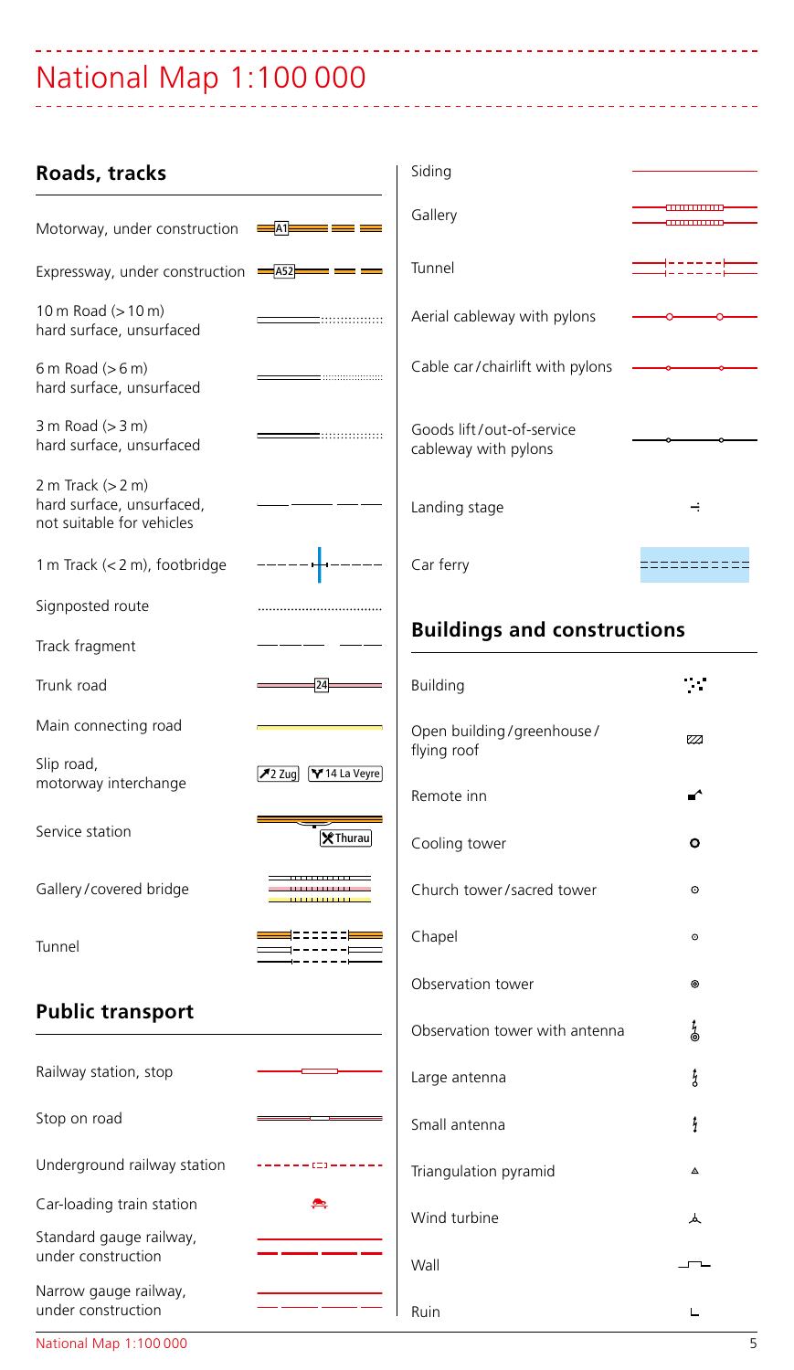# National Map 1:100 000

## Roads, tracks

- Motorway, under construction — A1
- Expressway, under construction — A52
- 10 m Road (> 10 m) hard surface, unsurfaced
- 6 m Road (> 6 m) hard surface, unsurfaced
- 3 m Road (> 3 m) hard surface, unsurfaced
- 2 m Track (> 2 m) hard surface, unsurfaced, not suitable for vehicles
- 1 m Track (< 2 m), footbridge
- Signposted route
- Track fragment
- Trunk road — 24
- Main connecting road
- Slip road, motorway interchange — 2 Zug, 14 La Veyre
- Service station — Thurau
- Gallery / covered bridge
- Tunnel

## Public transport

- Railway station, stop
- Stop on road
- Underground railway station
- Car-loading train station
- Standard gauge railway, under construction
- Narrow gauge railway, under construction
- Siding
- Gallery
- Tunnel
- Aerial cableway with pylons
- Cable car / chairlift with pylons
- Goods lift / out-of-service cableway with pylons
- Landing stage
- Car ferry

## Buildings and constructions

- Building
- Open building / greenhouse / flying roof
- Remote inn
- Cooling tower
- Church tower / sacred tower
- Chapel
- Observation tower
- Observation tower with antenna
- Large antenna
- Small antenna
- Triangulation pyramid
- Wind turbine
- Wall
- Ruin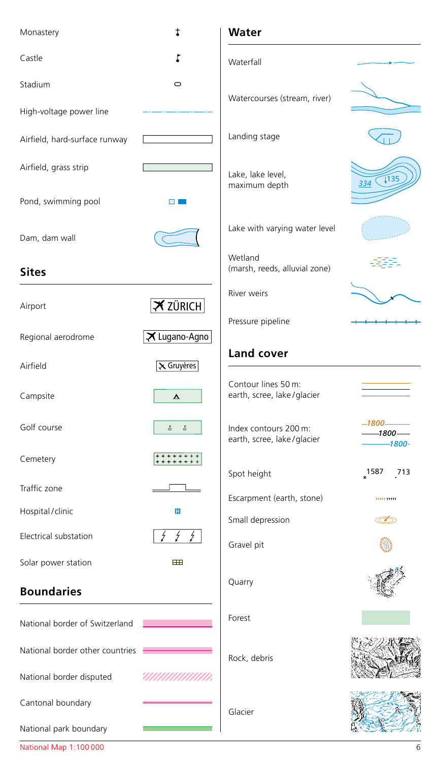Monastery

Castle

Stadium

High-voltage power line

Airfield, hard-surface runway

Airfield, grass strip

Pond, swimming pool

Dam, dam wall

## Sites

| | |
|---|---|
| Airport | ZÜRICH |
| Regional aerodrome | Lugano-Agno |
| Airfield | Gruyères |
| Campsite | |
| Golf course | |
| Cemetery | |
| Traffic zone | |
| Hospital/clinic | H |
| Electrical substation | |
| Solar power station | |

## Boundaries

National border of Switzerland

National border other countries

National border disputed

Cantonal boundary

National park boundary

## Water

Waterfall

Watercourses (stream, river)

Landing stage

| | |
|---|---|
| Lake, lake level, maximum depth | 334 135 |

Lake with varying water level

Wetland (marsh, reeds, alluvial zone)

River weirs

Pressure pipeline

## Land cover

Contour lines 50 m: earth, scree, lake/glacier

| | |
|---|---|
| Index contours 200 m: earth, scree, lake/glacier | 1800 1800 1800 |
| Spot height | 1587 713 |

Escarpment (earth, stone)

Small depression

Gravel pit

Quarry

Forest

Rock, debris

Glacier

National Map 1:100 000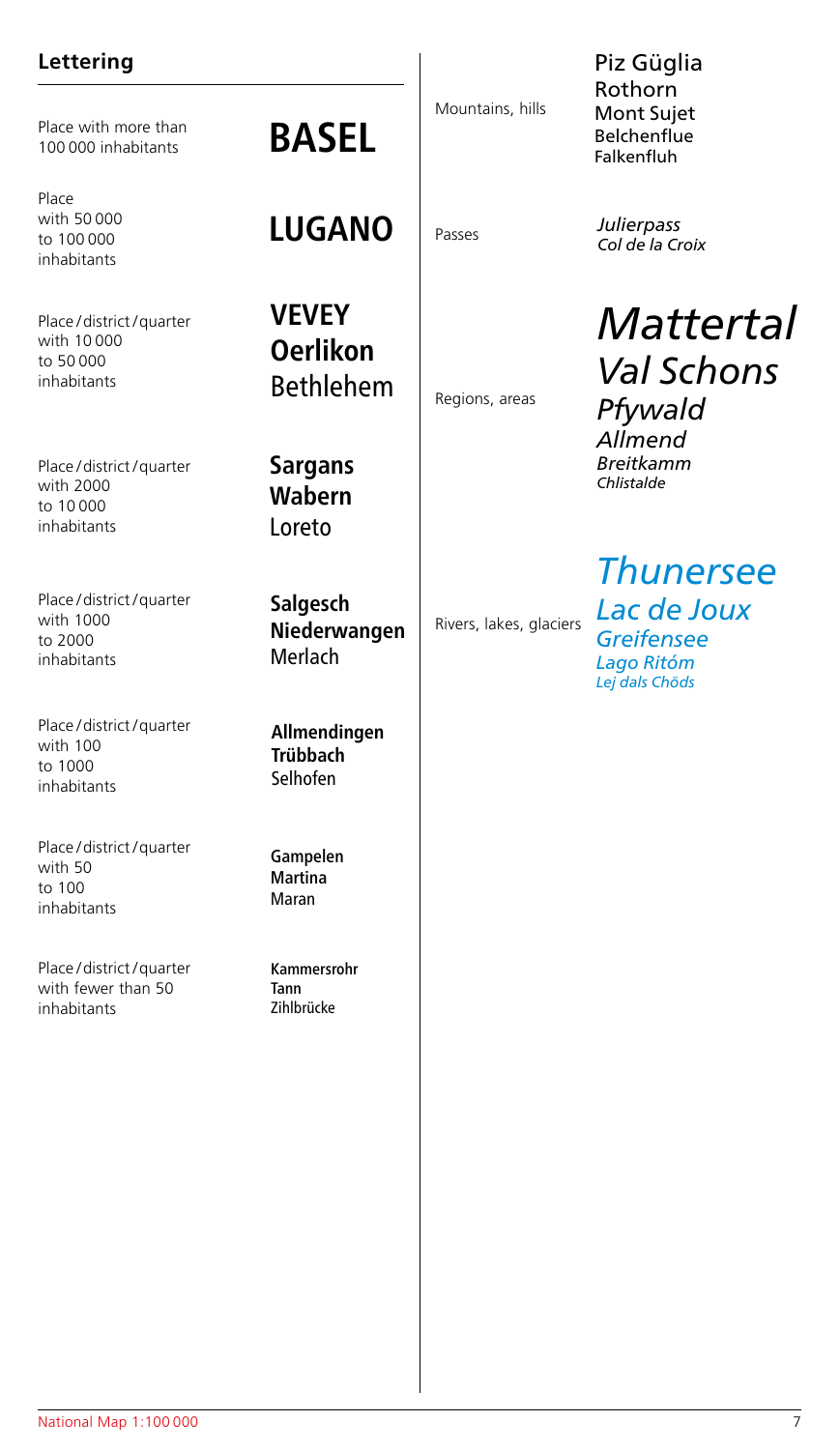## Lettering

| Category | Example |
| --- | --- |
| Place with more than 100 000 inhabitants | **BASEL** |
| Place with 50 000 to 100 000 inhabitants | **LUGANO** |
| Place / district / quarter with 10 000 to 50 000 inhabitants | **VEVEY**<br>**Oerlikon**<br>Bethlehem |
| Place / district / quarter with 2000 to 10 000 inhabitants | **Sargans**<br>**Wabern**<br>Loreto |
| Place / district / quarter with 1000 to 2000 inhabitants | **Salgesch**<br>**Niederwangen**<br>Merlach |
| Place / district / quarter with 100 to 1000 inhabitants | **Allmendingen**<br>**Trübbach**<br>Selhofen |
| Place / district / quarter with 50 to 100 inhabitants | **Gampelen**<br>**Martina**<br>Maran |
| Place / district / quarter with fewer than 50 inhabitants | **Kammersrohr**<br>**Tann**<br>Zihlbrücke |

| Category | Example |
| --- | --- |
| Mountains, hills | Piz Güglia<br>Rothorn<br>Mont Sujet<br>Belchenflue<br>Falkenfluh |
| Passes | *Julierpass*<br>*Col de la Croix* |
| Regions, areas | *Mattertal*<br>*Val Schons*<br>*Pfywald*<br>*Allmend*<br>*Breitkamm*<br>*Chlistalde* |
| Rivers, lakes, glaciers | *Thunersee*<br>*Lac de Joux*<br>*Greifensee*<br>*Lago Ritóm*<br>*Lej dals Chöds* |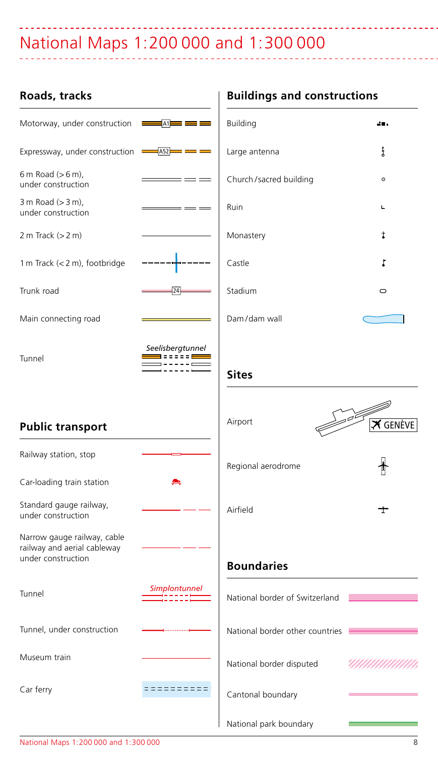# National Maps 1:200 000 and 1:300 000

## Roads, tracks

| | |
|---|---|
| Motorway, under construction | A1 |
| Expressway, under construction | A52 |
| 6 m Road (> 6 m), under construction | |
| 3 m Road (> 3 m), under construction | |
| 2 m Track (> 2 m) | |
| 1 m Track (< 2 m), footbridge | |
| Trunk road | 24 |
| Main connecting road | |
| Tunnel | *Seelisbergtunnel* |

## Public transport

| | |
|---|---|
| Railway station, stop | |
| Car-loading train station | |
| Standard gauge railway, under construction | |
| Narrow gauge railway, cable railway and aerial cableway under construction | |
| Tunnel | *Simplontunnel* |
| Tunnel, under construction | |
| Museum train | |
| Car ferry | |

## Buildings and constructions

| | |
|---|---|
| Building | |
| Large antenna | |
| Church/sacred building | |
| Ruin | |
| Monastery | |
| Castle | |
| Stadium | |
| Dam/dam wall | |

## Sites

| | |
|---|---|
| Airport | GENÈVE |
| Regional aerodrome | |
| Airfield | |

## Boundaries

| | |
|---|---|
| National border of Switzerland | |
| National border other countries | |
| National border disputed | |
| Cantonal boundary | |
| National park boundary | |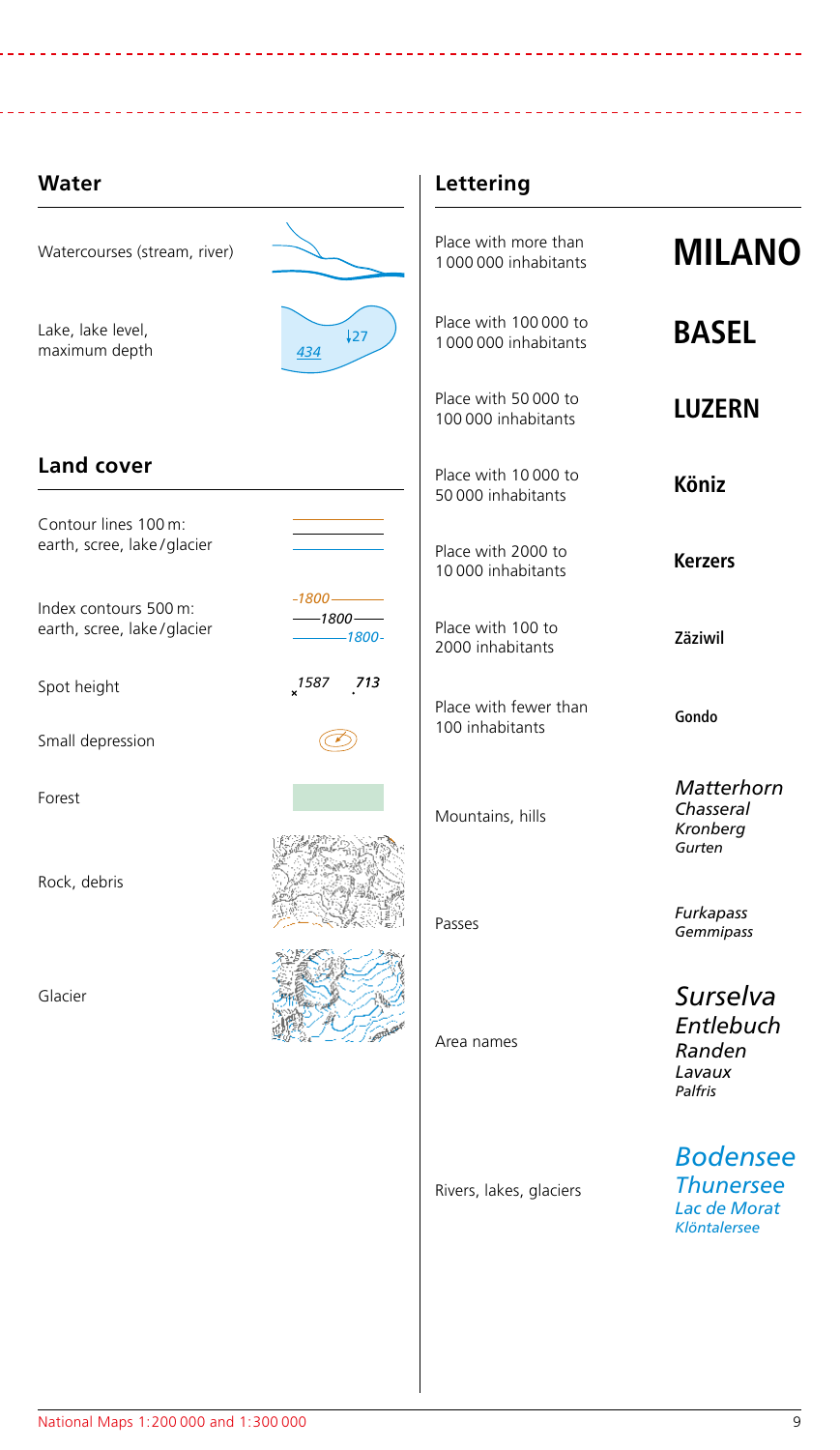## Water

| Symbol | Example |
|---|---|
| Watercourses (stream, river) | |
| Lake, lake level, maximum depth | 434 ↓27 |

## Land cover

| Symbol | Example |
|---|---|
| Contour lines 100 m: earth, scree, lake / glacier | |
| Index contours 500 m: earth, scree, lake / glacier | 1800 1800 1800 |
| Spot height | 1587 713 |
| Small depression | |
| Forest | |
| Rock, debris | |
| Glacier | |

## Lettering

| Category | Example |
|---|---|
| Place with more than 1 000 000 inhabitants | **MILANO** |
| Place with 100 000 to 1 000 000 inhabitants | **BASEL** |
| Place with 50 000 to 100 000 inhabitants | **LUZERN** |
| Place with 10 000 to 50 000 inhabitants | **Köniz** |
| Place with 2000 to 10 000 inhabitants | **Kerzers** |
| Place with 100 to 2000 inhabitants | **Zäziwil** |
| Place with fewer than 100 inhabitants | **Gondo** |
| Mountains, hills | *Matterhorn*, *Chasseral*, *Kronberg*, *Gurten* |
| Passes | *Furkapass*, *Gemmipass* |
| Area names | *Surselva*, *Entlebuch*, *Randen*, *Lavaux*, *Palfris* |
| Rivers, lakes, glaciers | *Bodensee*, *Thunersee*, *Lac de Morat*, *Klöntalersee* |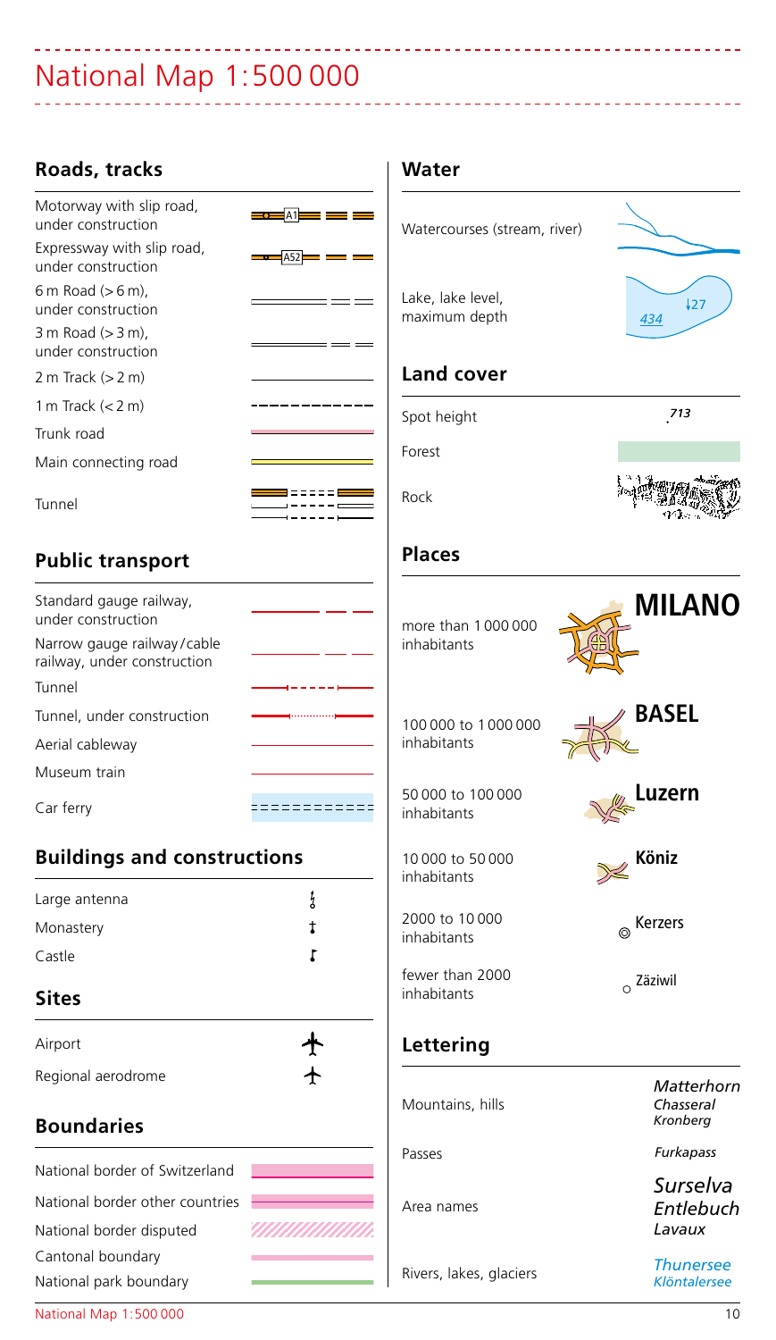# National Map 1:500 000

## Roads, tracks

- Motorway with slip road, under construction — A1
- Expressway with slip road, under construction — A52
- 6 m Road (> 6 m), under construction
- 3 m Road (> 3 m), under construction
- 2 m Track (> 2 m)
- 1 m Track (< 2 m)
- Trunk road
- Main connecting road
- Tunnel

## Public transport

- Standard gauge railway, under construction
- Narrow gauge railway / cable railway, under construction
- Tunnel
- Tunnel, under construction
- Aerial cableway
- Museum train
- Car ferry

## Buildings and constructions

- Large antenna
- Monastery
- Castle

## Sites

- Airport
- Regional aerodrome

## Boundaries

- National border of Switzerland
- National border other countries
- National border disputed
- Cantonal boundary
- National park boundary

## Water

- Watercourses (stream, river)
- Lake, lake level, maximum depth — 27, 434

## Land cover

- Spot height — 713
- Forest
- Rock

## Places

- more than 1 000 000 inhabitants — **MILANO**
- 100 000 to 1 000 000 inhabitants — **BASEL**
- 50 000 to 100 000 inhabitants — **Luzern**
- 10 000 to 50 000 inhabitants — **Köniz**
- 2000 to 10 000 inhabitants — Kerzers
- fewer than 2000 inhabitants — Zäziwil

## Lettering

- Mountains, hills — *Matterhorn*, *Chasseral*, *Kronberg*
- Passes — *Furkapass*
- Area names — *Surselva*, *Entlebuch*, *Lavaux*
- Rivers, lakes, glaciers — *Thunersee*, *Klöntalersee*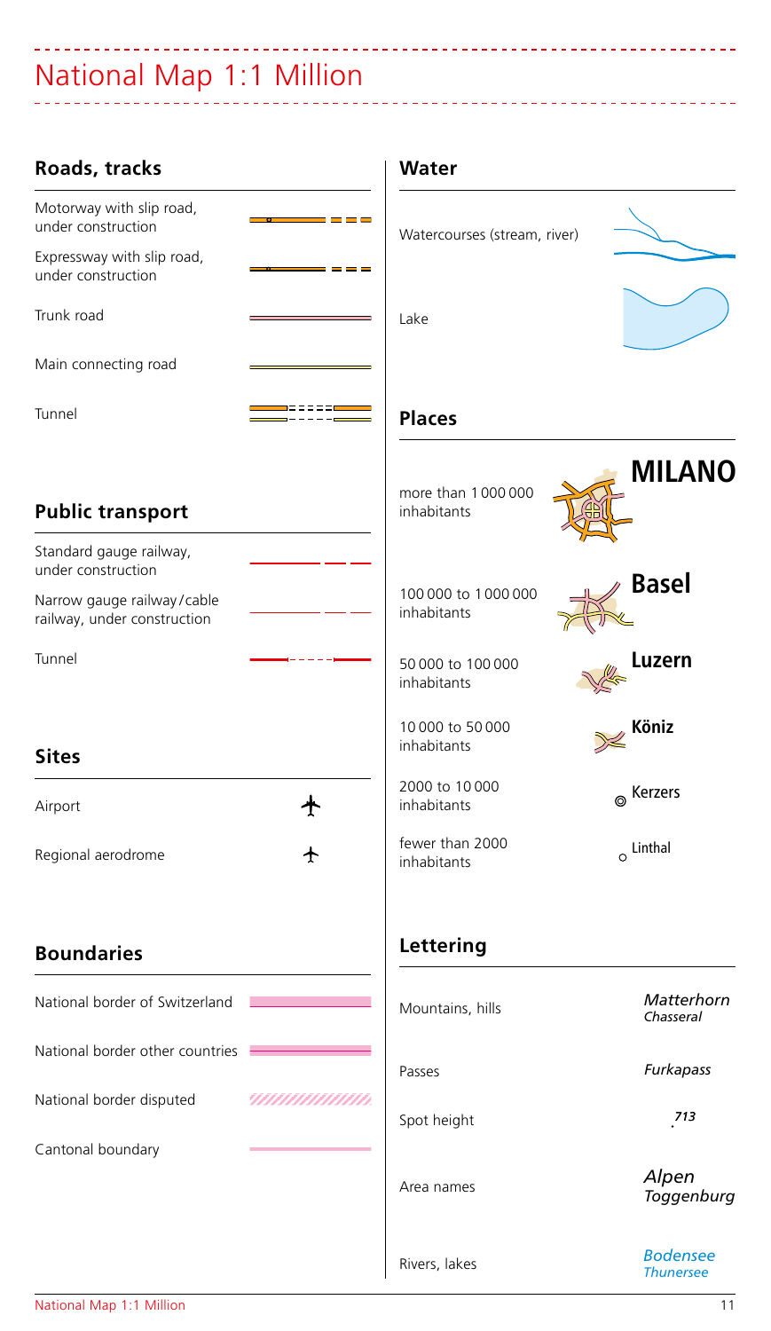# National Map 1:1 Million

## Roads, tracks

- Motorway with slip road, under construction
- Expressway with slip road, under construction
- Trunk road
- Main connecting road
- Tunnel

## Public transport

- Standard gauge railway, under construction
- Narrow gauge railway / cable railway, under construction
- Tunnel

## Sites

- Airport
- Regional aerodrome

## Boundaries

- National border of Switzerland
- National border other countries
- National border disputed
- Cantonal boundary

## Water

- Watercourses (stream, river)
- Lake

## Places

| | |
|---|---|
| more than 1 000 000 inhabitants | **MILANO** |
| 100 000 to 1 000 000 inhabitants | **Basel** |
| 50 000 to 100 000 inhabitants | **Luzern** |
| 10 000 to 50 000 inhabitants | **Köniz** |
| 2000 to 10 000 inhabitants | Kerzers |
| fewer than 2000 inhabitants | Linthal |

## Lettering

| | |
|---|---|
| Mountains, hills | *Matterhorn* *Chasseral* |
| Passes | *Furkapass* |
| Spot height | *713* |
| Area names | *Alpen* *Toggenburg* |
| Rivers, lakes | *Bodensee* *Thunersee* |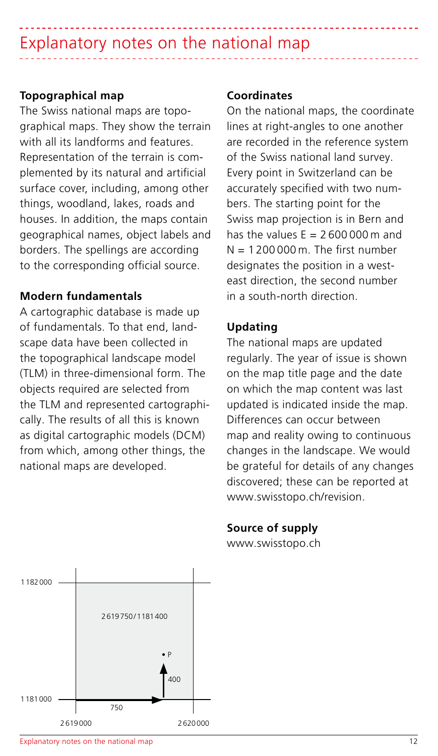# Explanatory notes on the national map

### Topographical map

The Swiss national maps are topographical maps. They show the terrain with all its landforms and features. Representation of the terrain is complemented by its natural and artificial surface cover, including, among other things, woodland, lakes, roads and houses. In addition, the maps contain geographical names, object labels and borders. The spellings are according to the corresponding official source.

### Modern fundamentals

A cartographic database is made up of fundamentals. To that end, landscape data have been collected in the topographical landscape model (TLM) in three-dimensional form. The objects required are selected from the TLM and represented cartographically. The results of all this is known as digital cartographic models (DCM) from which, among other things, the national maps are developed.

### Coordinates

On the national maps, the coordinate lines at right-angles to one another are recorded in the reference system of the Swiss national land survey. Every point in Switzerland can be accurately specified with two numbers. The starting point for the Swiss map projection is in Bern and has the values E = 2 600 000 m and N = 1 200 000 m. The first number designates the position in a west-east direction, the second number in a south-north direction.

### Updating

The national maps are updated regularly. The year of issue is shown on the map title page and the date on which the map content was last updated is indicated inside the map. Differences can occur between map and reality owing to continuous changes in the landscape. We would be grateful for details of any changes discovered; these can be reported at www.swisstopo.ch/revision.

### Source of supply

www.swisstopo.ch

1 182 000

2 619 750/1 181 400

• P

400

1 181 000

750

2 619 000

2 620 000